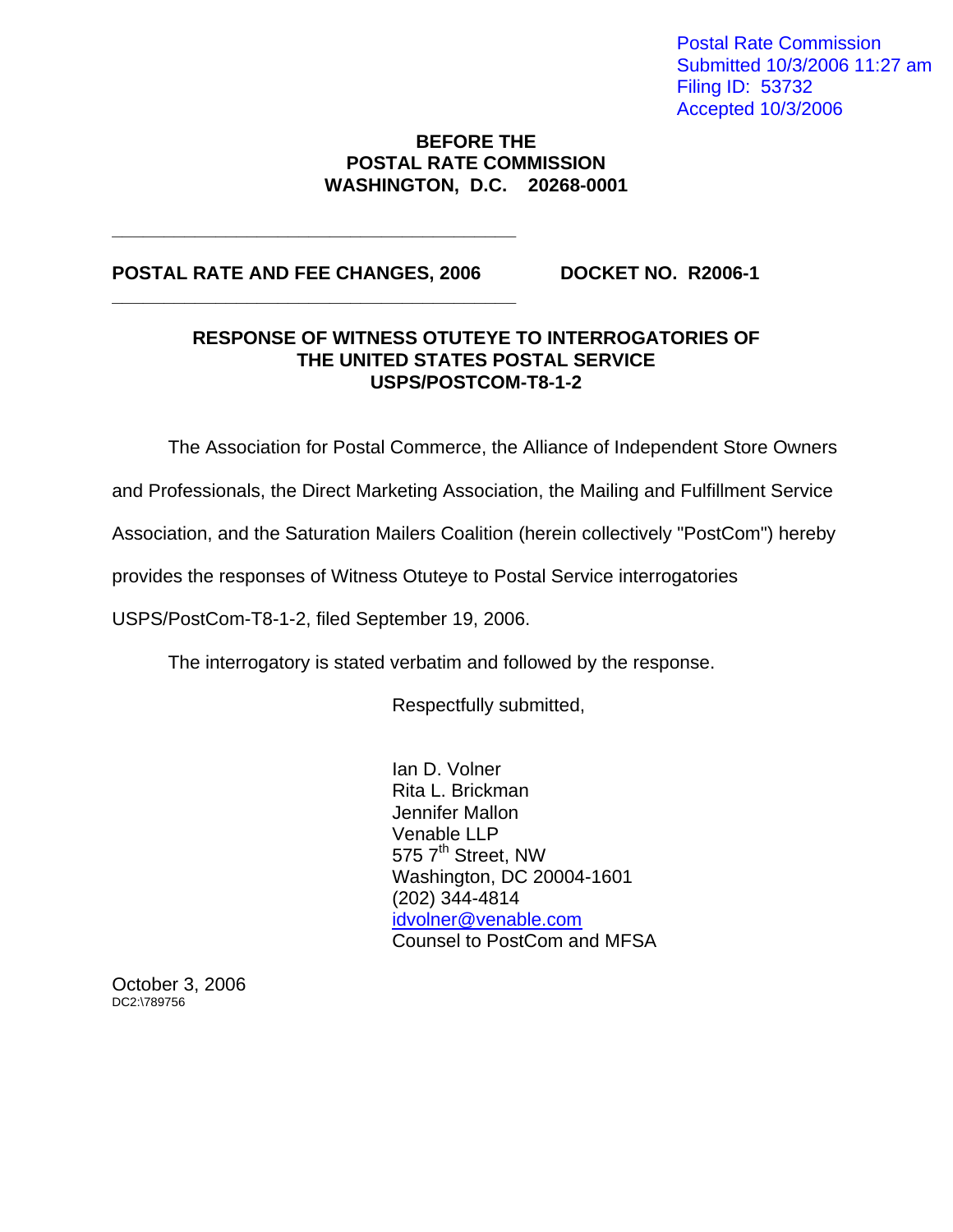Postal Rate Commission
Submitted 10/3/2006 11:27 am
Filing ID: 53732
Accepted 10/3/2006

**BEFORE THE**
**POSTAL RATE COMMISSION**
**WASHINGTON, D.C. 20268-0001**

---

**POSTAL RATE AND FEE CHANGES, 2006** **DOCKET NO. R2006-1**

---

**RESPONSE OF WITNESS OTUTEYE TO INTERROGATORIES OF THE UNITED STATES POSTAL SERVICE USPS/POSTCOM-T8-1-2**

The Association for Postal Commerce, the Alliance of Independent Store Owners and Professionals, the Direct Marketing Association, the Mailing and Fulfillment Service Association, and the Saturation Mailers Coalition (herein collectively "PostCom") hereby provides the responses of Witness Otuteye to Postal Service interrogatories USPS/PostCom-T8-1-2, filed September 19, 2006.

The interrogatory is stated verbatim and followed by the response.

Respectfully submitted,

Ian D. Volner
Rita L. Brickman
Jennifer Mallon
Venable LLP
575 7th Street, NW
Washington, DC 20004-1601
(202) 344-4814
idvolner@venable.com
Counsel to PostCom and MFSA

October 3, 2006
DC2:\789756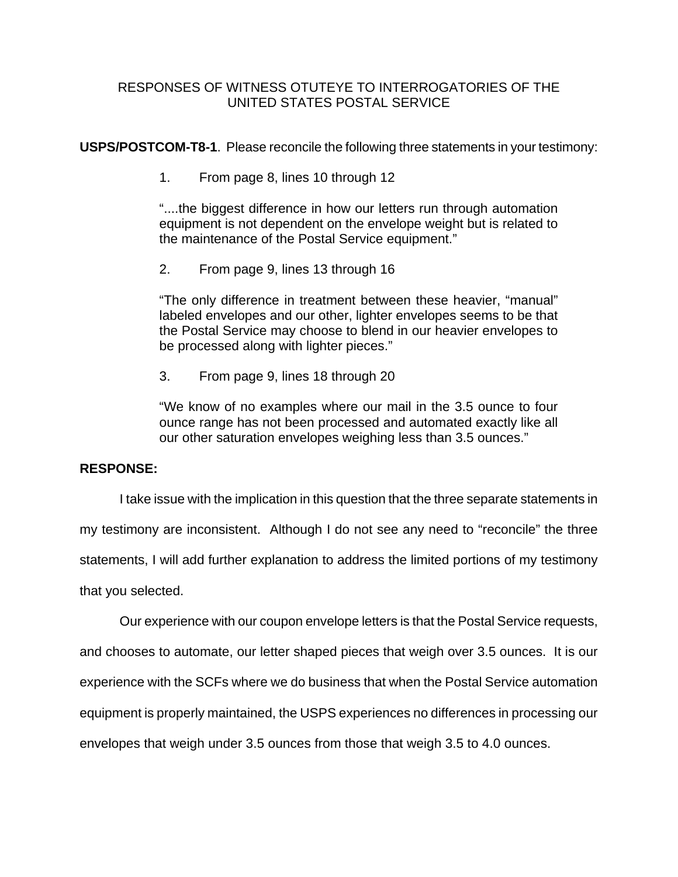RESPONSES OF WITNESS OTUTEYE TO INTERROGATORIES OF THE UNITED STATES POSTAL SERVICE

**USPS/POSTCOM-T8-1**. Please reconcile the following three statements in your testimony:

1. From page 8, lines 10 through 12

"....the biggest difference in how our letters run through automation equipment is not dependent on the envelope weight but is related to the maintenance of the Postal Service equipment."

2. From page 9, lines 13 through 16

"The only difference in treatment between these heavier, "manual" labeled envelopes and our other, lighter envelopes seems to be that the Postal Service may choose to blend in our heavier envelopes to be processed along with lighter pieces."

3. From page 9, lines 18 through 20

"We know of no examples where our mail in the 3.5 ounce to four ounce range has not been processed and automated exactly like all our other saturation envelopes weighing less than 3.5 ounces."

**RESPONSE:**

I take issue with the implication in this question that the three separate statements in my testimony are inconsistent. Although I do not see any need to "reconcile" the three statements, I will add further explanation to address the limited portions of my testimony that you selected.

Our experience with our coupon envelope letters is that the Postal Service requests, and chooses to automate, our letter shaped pieces that weigh over 3.5 ounces. It is our experience with the SCFs where we do business that when the Postal Service automation equipment is properly maintained, the USPS experiences no differences in processing our envelopes that weigh under 3.5 ounces from those that weigh 3.5 to 4.0 ounces.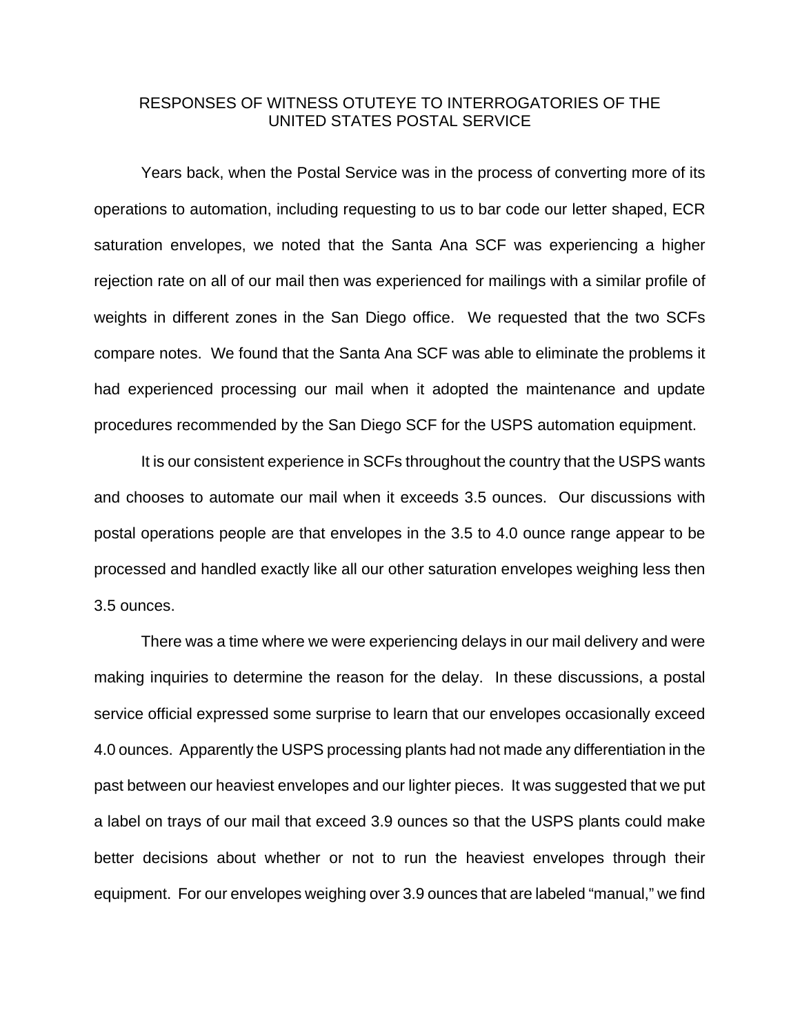RESPONSES OF WITNESS OTUTEYE TO INTERROGATORIES OF THE UNITED STATES POSTAL SERVICE

Years back, when the Postal Service was in the process of converting more of its operations to automation, including requesting to us to bar code our letter shaped, ECR saturation envelopes, we noted that the Santa Ana SCF was experiencing a higher rejection rate on all of our mail then was experienced for mailings with a similar profile of weights in different zones in the San Diego office. We requested that the two SCFs compare notes. We found that the Santa Ana SCF was able to eliminate the problems it had experienced processing our mail when it adopted the maintenance and update procedures recommended by the San Diego SCF for the USPS automation equipment.

It is our consistent experience in SCFs throughout the country that the USPS wants and chooses to automate our mail when it exceeds 3.5 ounces. Our discussions with postal operations people are that envelopes in the 3.5 to 4.0 ounce range appear to be processed and handled exactly like all our other saturation envelopes weighing less then 3.5 ounces.

There was a time where we were experiencing delays in our mail delivery and were making inquiries to determine the reason for the delay. In these discussions, a postal service official expressed some surprise to learn that our envelopes occasionally exceed 4.0 ounces. Apparently the USPS processing plants had not made any differentiation in the past between our heaviest envelopes and our lighter pieces. It was suggested that we put a label on trays of our mail that exceed 3.9 ounces so that the USPS plants could make better decisions about whether or not to run the heaviest envelopes through their equipment. For our envelopes weighing over 3.9 ounces that are labeled "manual," we find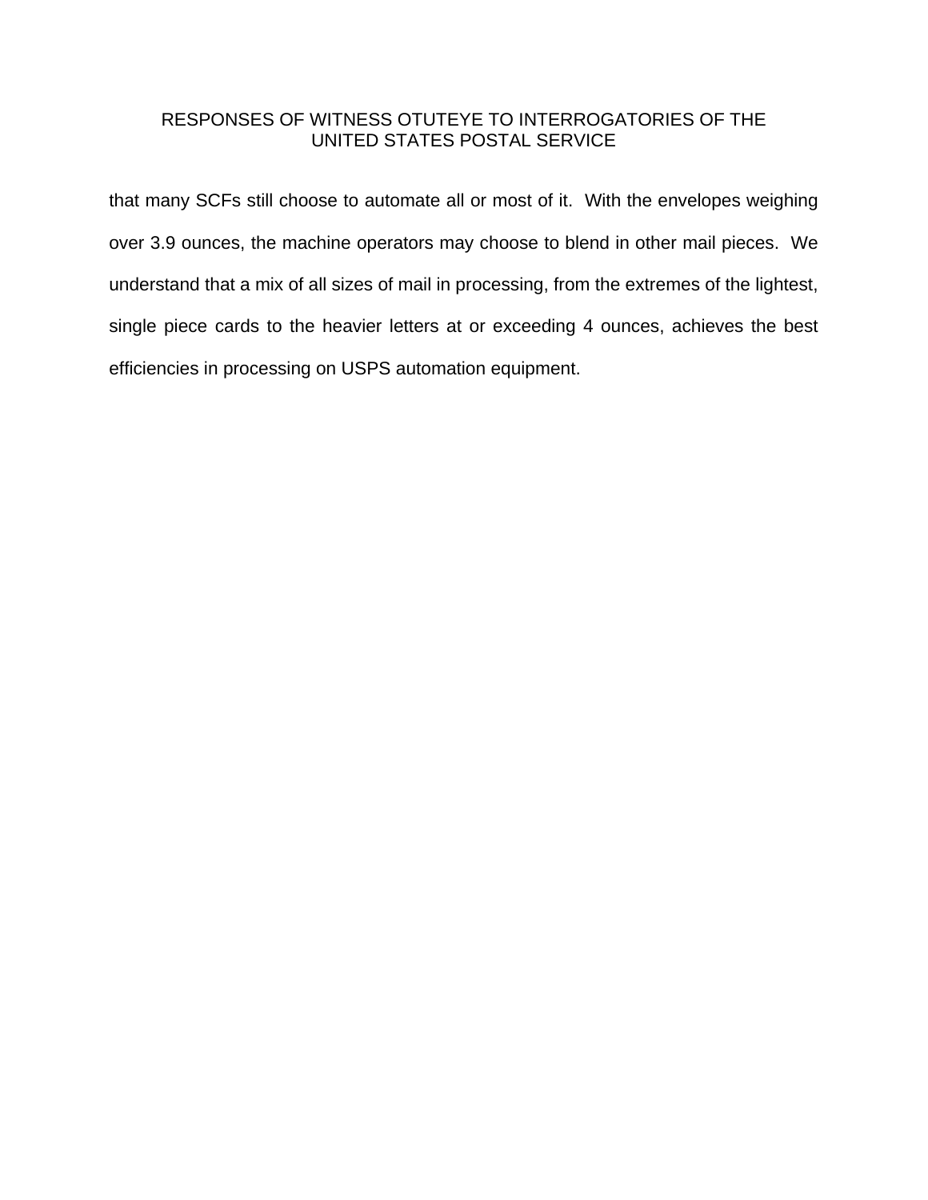that many SCFs still choose to automate all or most of it. With the envelopes weighing over 3.9 ounces, the machine operators may choose to blend in other mail pieces. We understand that a mix of all sizes of mail in processing, from the extremes of the lightest, single piece cards to the heavier letters at or exceeding 4 ounces, achieves the best efficiencies in processing on USPS automation equipment.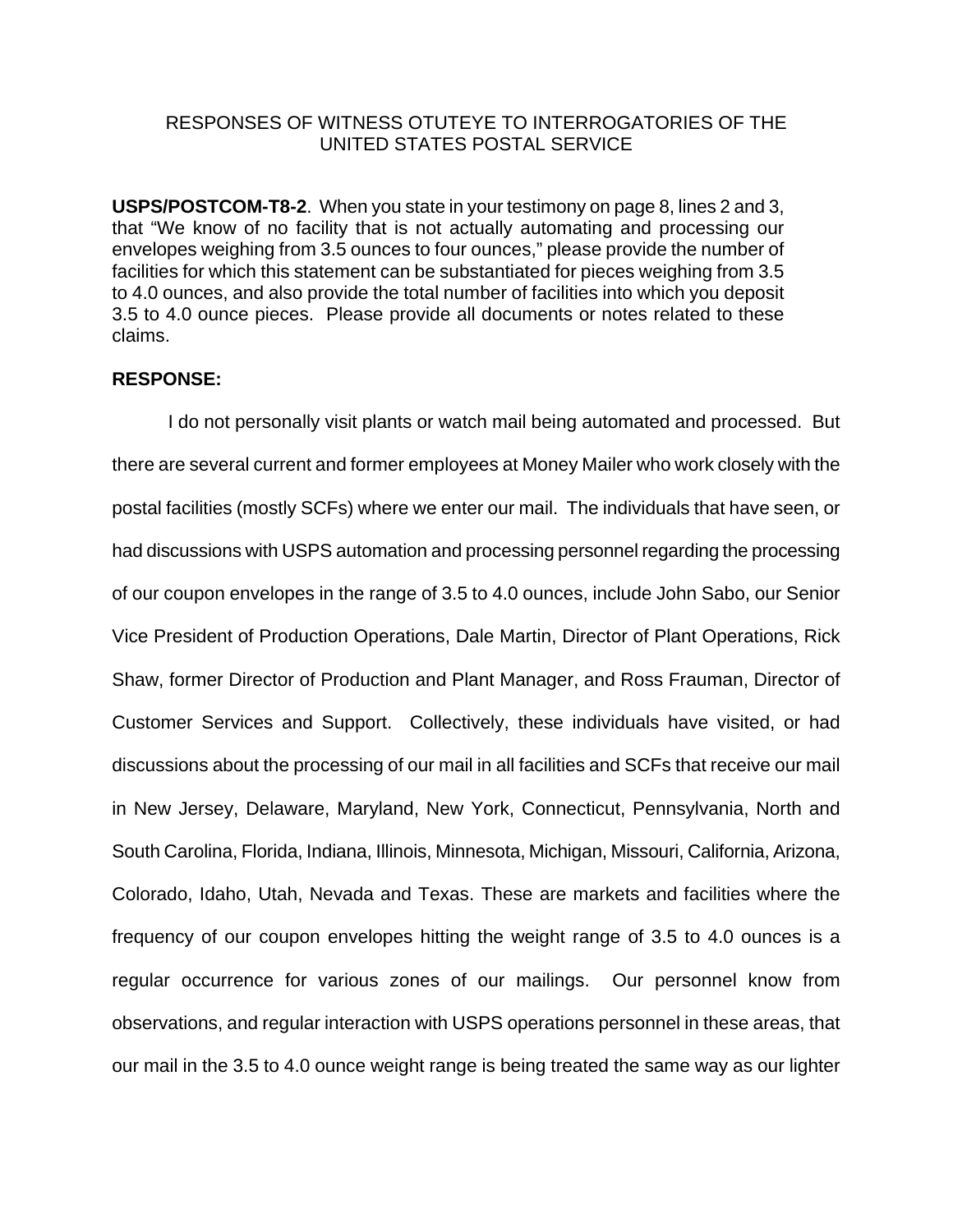RESPONSES OF WITNESS OTUTEYE TO INTERROGATORIES OF THE UNITED STATES POSTAL SERVICE

**USPS/POSTCOM-T8-2**. When you state in your testimony on page 8, lines 2 and 3, that "We know of no facility that is not actually automating and processing our envelopes weighing from 3.5 ounces to four ounces," please provide the number of facilities for which this statement can be substantiated for pieces weighing from 3.5 to 4.0 ounces, and also provide the total number of facilities into which you deposit 3.5 to 4.0 ounce pieces. Please provide all documents or notes related to these claims.

**RESPONSE:**

I do not personally visit plants or watch mail being automated and processed. But there are several current and former employees at Money Mailer who work closely with the postal facilities (mostly SCFs) where we enter our mail. The individuals that have seen, or had discussions with USPS automation and processing personnel regarding the processing of our coupon envelopes in the range of 3.5 to 4.0 ounces, include John Sabo, our Senior Vice President of Production Operations, Dale Martin, Director of Plant Operations, Rick Shaw, former Director of Production and Plant Manager, and Ross Frauman, Director of Customer Services and Support. Collectively, these individuals have visited, or had discussions about the processing of our mail in all facilities and SCFs that receive our mail in New Jersey, Delaware, Maryland, New York, Connecticut, Pennsylvania, North and South Carolina, Florida, Indiana, Illinois, Minnesota, Michigan, Missouri, California, Arizona, Colorado, Idaho, Utah, Nevada and Texas. These are markets and facilities where the frequency of our coupon envelopes hitting the weight range of 3.5 to 4.0 ounces is a regular occurrence for various zones of our mailings. Our personnel know from observations, and regular interaction with USPS operations personnel in these areas, that our mail in the 3.5 to 4.0 ounce weight range is being treated the same way as our lighter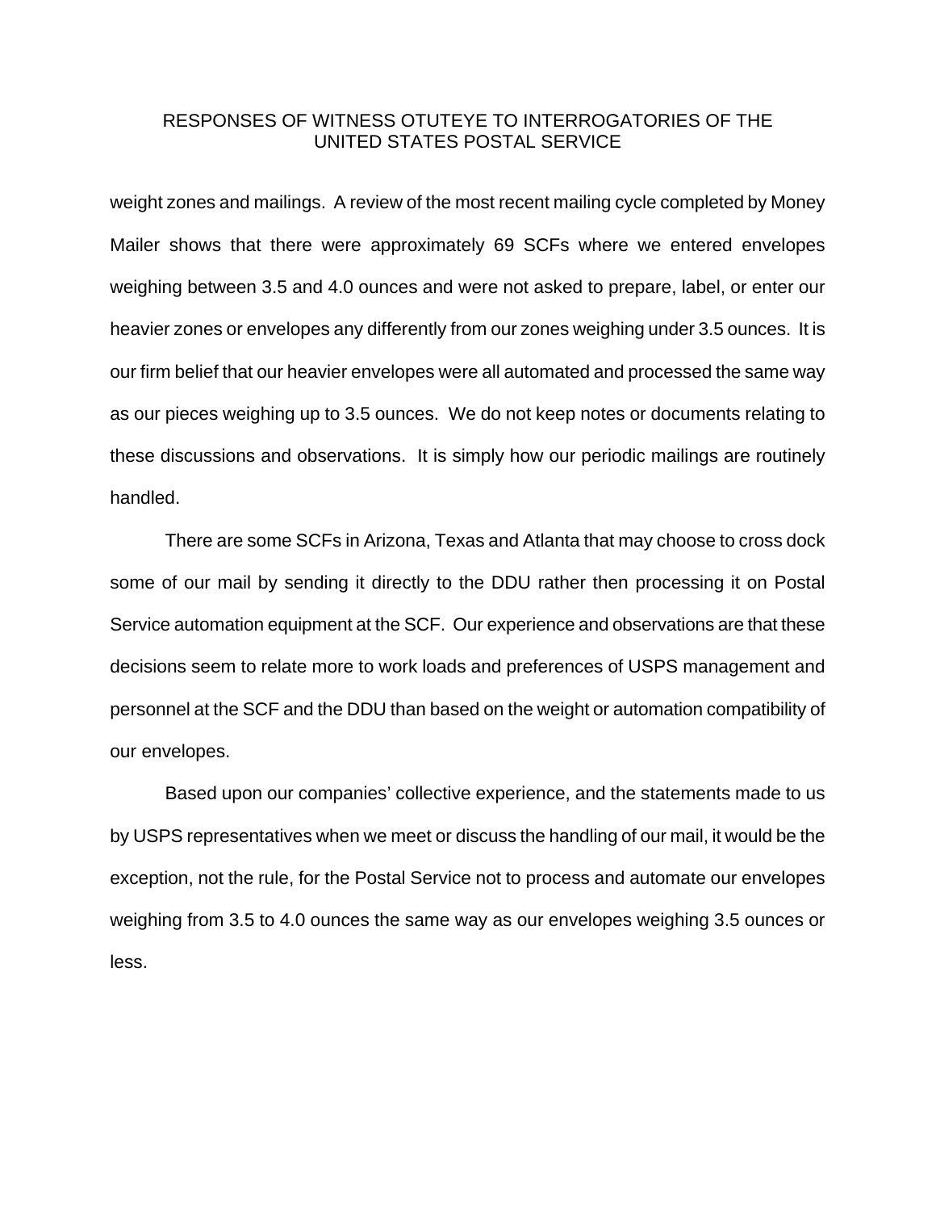weight zones and mailings. A review of the most recent mailing cycle completed by Money Mailer shows that there were approximately 69 SCFs where we entered envelopes weighing between 3.5 and 4.0 ounces and were not asked to prepare, label, or enter our heavier zones or envelopes any differently from our zones weighing under 3.5 ounces. It is our firm belief that our heavier envelopes were all automated and processed the same way as our pieces weighing up to 3.5 ounces. We do not keep notes or documents relating to these discussions and observations. It is simply how our periodic mailings are routinely handled.

There are some SCFs in Arizona, Texas and Atlanta that may choose to cross dock some of our mail by sending it directly to the DDU rather then processing it on Postal Service automation equipment at the SCF. Our experience and observations are that these decisions seem to relate more to work loads and preferences of USPS management and personnel at the SCF and the DDU than based on the weight or automation compatibility of our envelopes.

Based upon our companies' collective experience, and the statements made to us by USPS representatives when we meet or discuss the handling of our mail, it would be the exception, not the rule, for the Postal Service not to process and automate our envelopes weighing from 3.5 to 4.0 ounces the same way as our envelopes weighing 3.5 ounces or less.